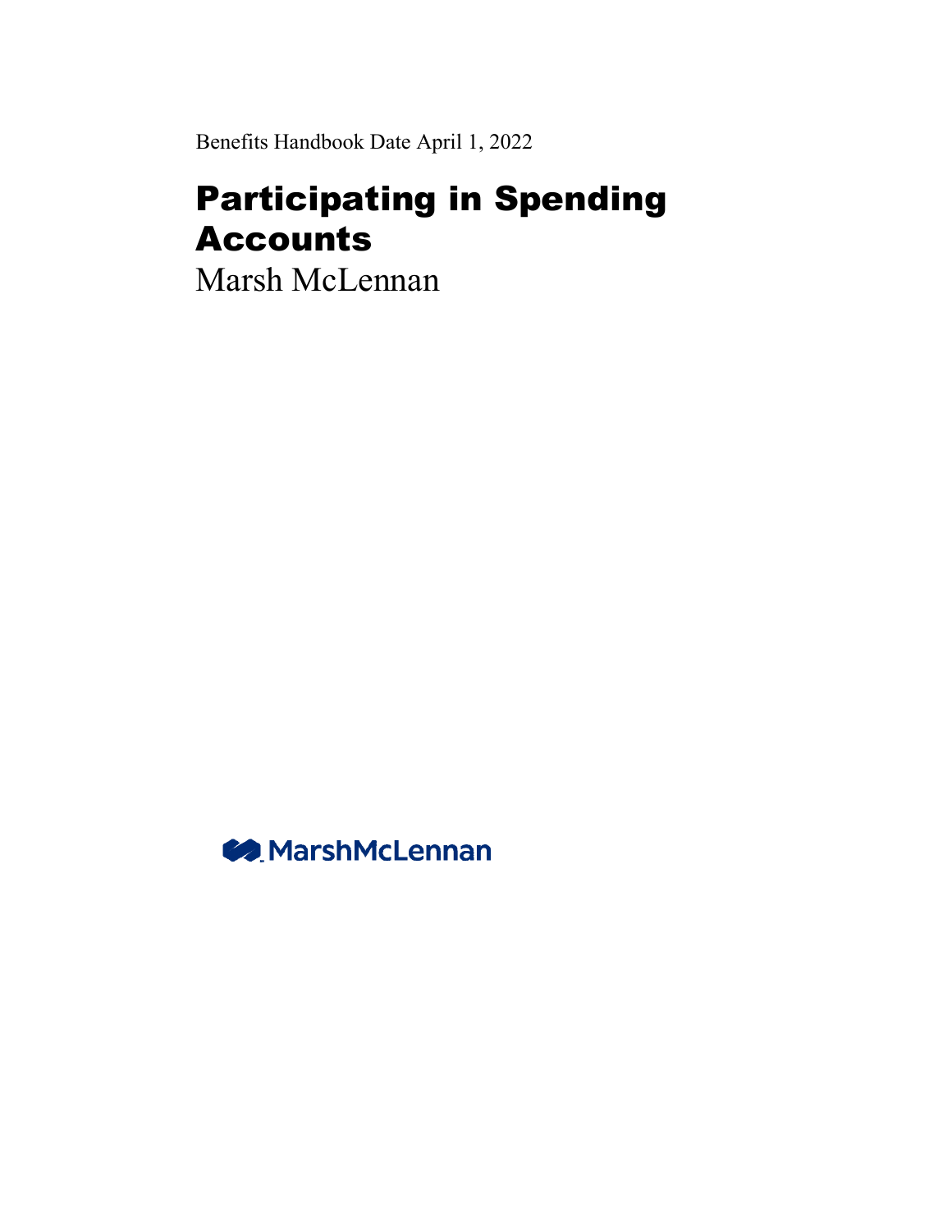Benefits Handbook Date April 1, 2022

# Participating in Spending Accounts

Marsh McLennan

MarshMcLennan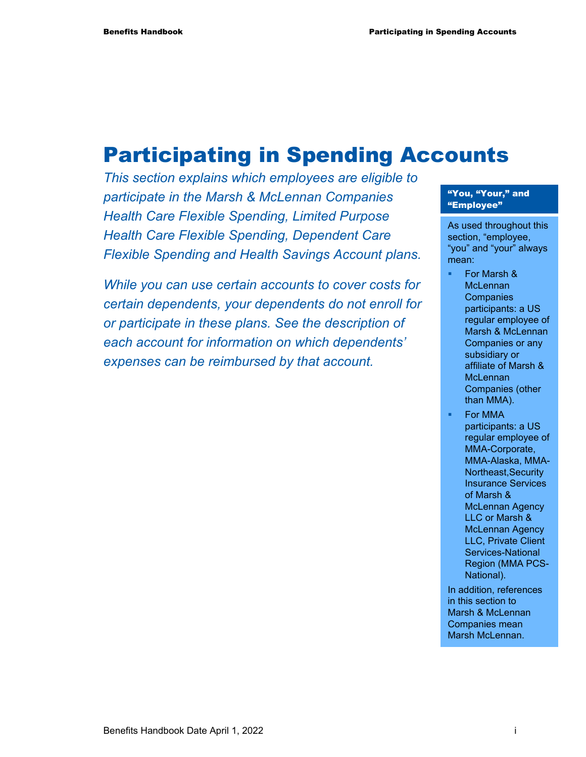# Participating in Spending Accounts

*This section explains which employees are eligible to participate in the Marsh & McLennan Companies Health Care Flexible Spending, Limited Purpose Health Care Flexible Spending, Dependent Care Flexible Spending and Health Savings Account plans.*

*While you can use certain accounts to cover costs for certain dependents, your dependents do not enroll for or participate in these plans. See the description of each account for information on which dependents' expenses can be reimbursed by that account.*

**"You, "Your," and "Employee"**

As used throughout this section, "employee, "you" and "your" always mean:

- For Marsh & McLennan Companies participants: a US regular employee of Marsh & McLennan Companies or any subsidiary or affiliate of Marsh & McLennan Companies (other than MMA).
- For MMA participants: a US regular employee of MMA-Corporate, MMA-Alaska, MMA-Northeast,Security Insurance Services of Marsh & McLennan Agency LLC or Marsh & McLennan Agency LLC, Private Client Services-National Region (MMA PCS-National).

In addition, references in this section to Marsh & McLennan Companies mean Marsh McLennan.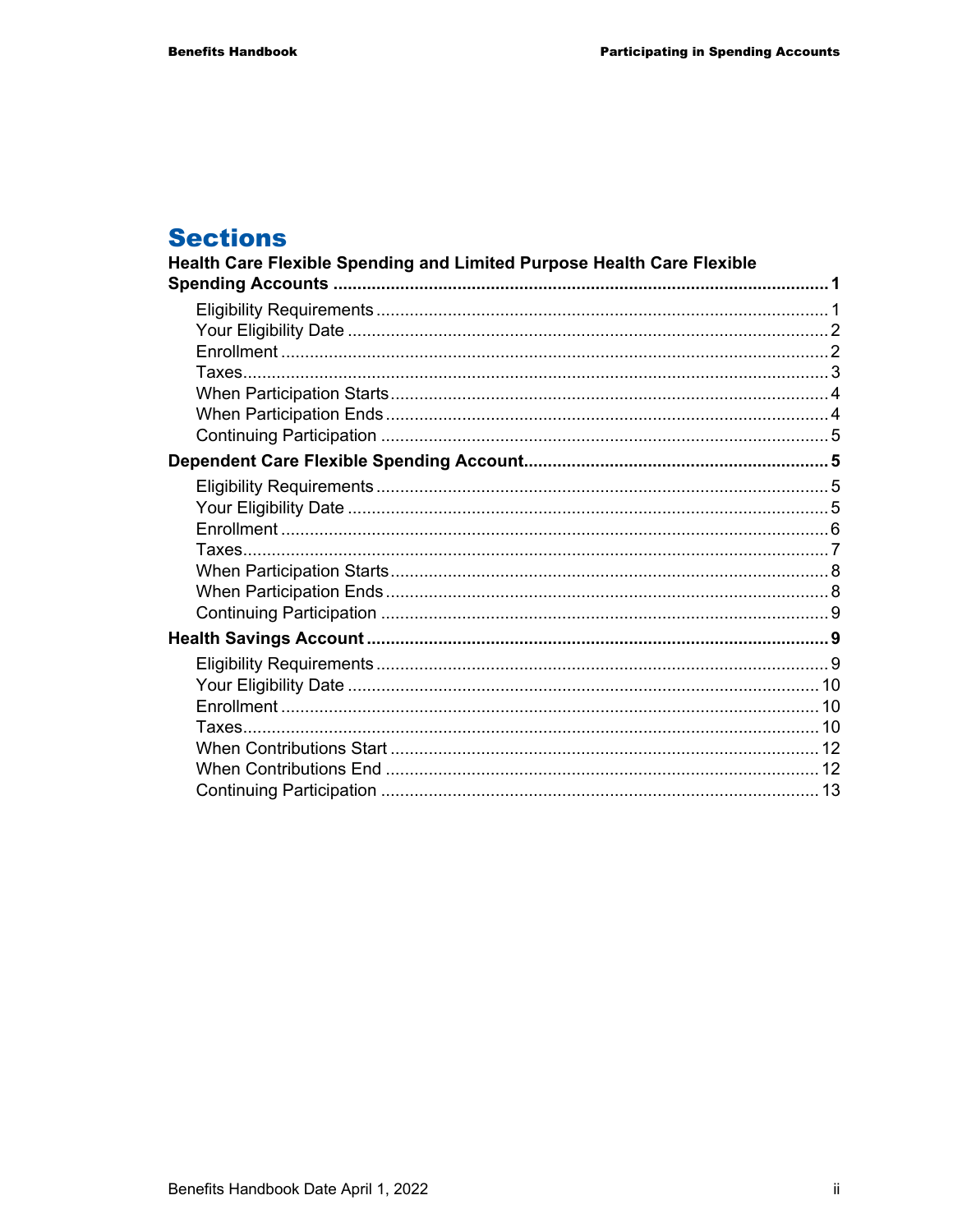# Sections

**Health Care Flexible Spending and Limited Purpose Health Care Flexible Spending Accounts ........ 1**

- Eligibility Requirements ........ 1
- Your Eligibility Date ........ 2
- Enrollment ........ 2
- Taxes ........ 3
- When Participation Starts ........ 4
- When Participation Ends ........ 4
- Continuing Participation ........ 5

**Dependent Care Flexible Spending Account ........ 5**

- Eligibility Requirements ........ 5
- Your Eligibility Date ........ 5
- Enrollment ........ 6
- Taxes ........ 7
- When Participation Starts ........ 8
- When Participation Ends ........ 8
- Continuing Participation ........ 9

**Health Savings Account ........ 9**

- Eligibility Requirements ........ 9
- Your Eligibility Date ........ 10
- Enrollment ........ 10
- Taxes ........ 10
- When Contributions Start ........ 12
- When Contributions End ........ 12
- Continuing Participation ........ 13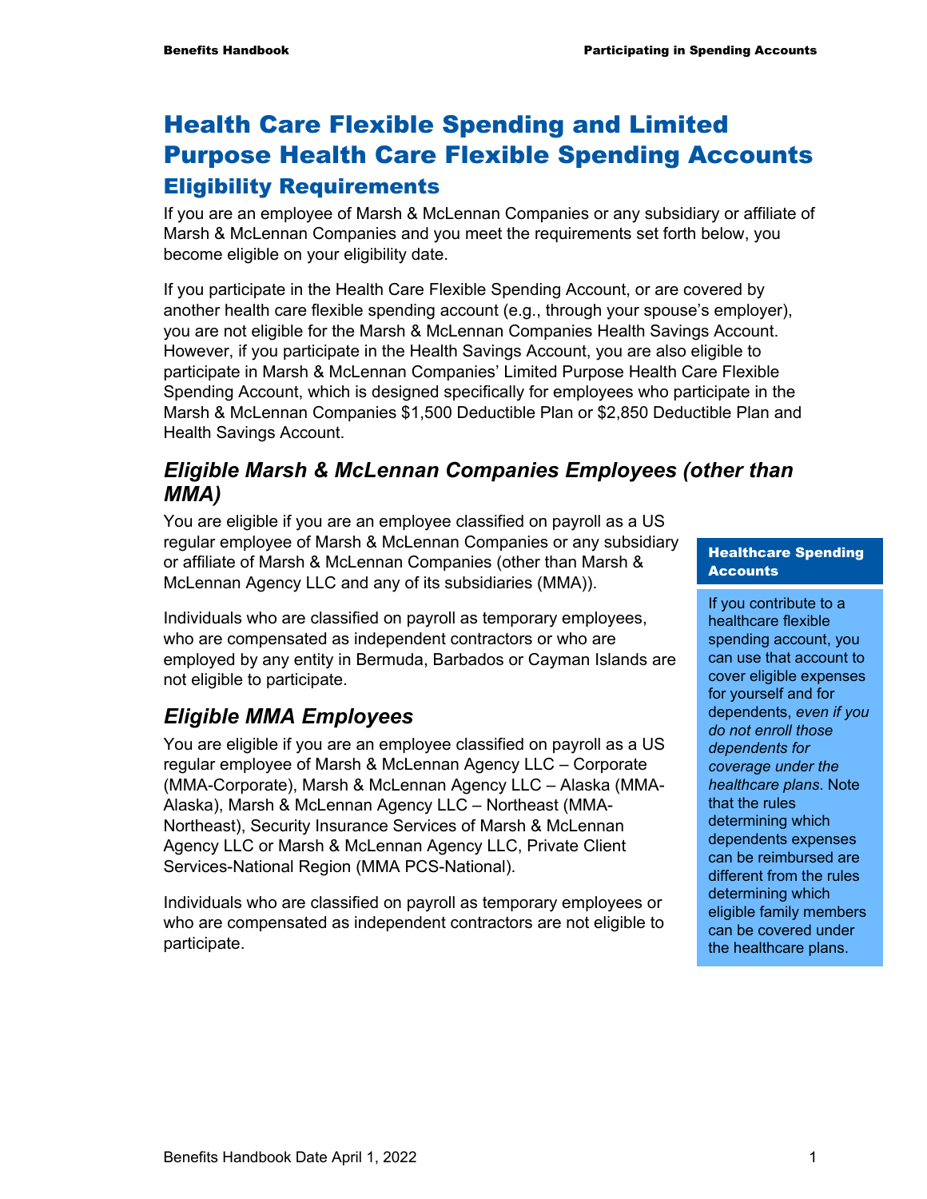# Health Care Flexible Spending and Limited Purpose Health Care Flexible Spending Accounts

## Eligibility Requirements

If you are an employee of Marsh & McLennan Companies or any subsidiary or affiliate of Marsh & McLennan Companies and you meet the requirements set forth below, you become eligible on your eligibility date.

If you participate in the Health Care Flexible Spending Account, or are covered by another health care flexible spending account (e.g., through your spouse's employer), you are not eligible for the Marsh & McLennan Companies Health Savings Account. However, if you participate in the Health Savings Account, you are also eligible to participate in Marsh & McLennan Companies' Limited Purpose Health Care Flexible Spending Account, which is designed specifically for employees who participate in the Marsh & McLennan Companies $1,500 Deductible Plan or $2,850 Deductible Plan and Health Savings Account.

### *Eligible Marsh & McLennan Companies Employees (other than MMA)*

You are eligible if you are an employee classified on payroll as a US regular employee of Marsh & McLennan Companies or any subsidiary or affiliate of Marsh & McLennan Companies (other than Marsh & McLennan Agency LLC and any of its subsidiaries (MMA)).

Individuals who are classified on payroll as temporary employees, who are compensated as independent contractors or who are employed by any entity in Bermuda, Barbados or Cayman Islands are not eligible to participate.

### *Eligible MMA Employees*

You are eligible if you are an employee classified on payroll as a US regular employee of Marsh & McLennan Agency LLC – Corporate (MMA-Corporate), Marsh & McLennan Agency LLC – Alaska (MMA-Alaska), Marsh & McLennan Agency LLC – Northeast (MMA-Northeast), Security Insurance Services of Marsh & McLennan Agency LLC or Marsh & McLennan Agency LLC, Private Client Services-National Region (MMA PCS-National).

Individuals who are classified on payroll as temporary employees or who are compensated as independent contractors are not eligible to participate.

**Healthcare Spending Accounts**

If you contribute to a healthcare flexible spending account, you can use that account to cover eligible expenses for yourself and for dependents, *even if you do not enroll those dependents for coverage under the healthcare plans*. Note that the rules determining which dependents expenses can be reimbursed are different from the rules determining which eligible family members can be covered under the healthcare plans.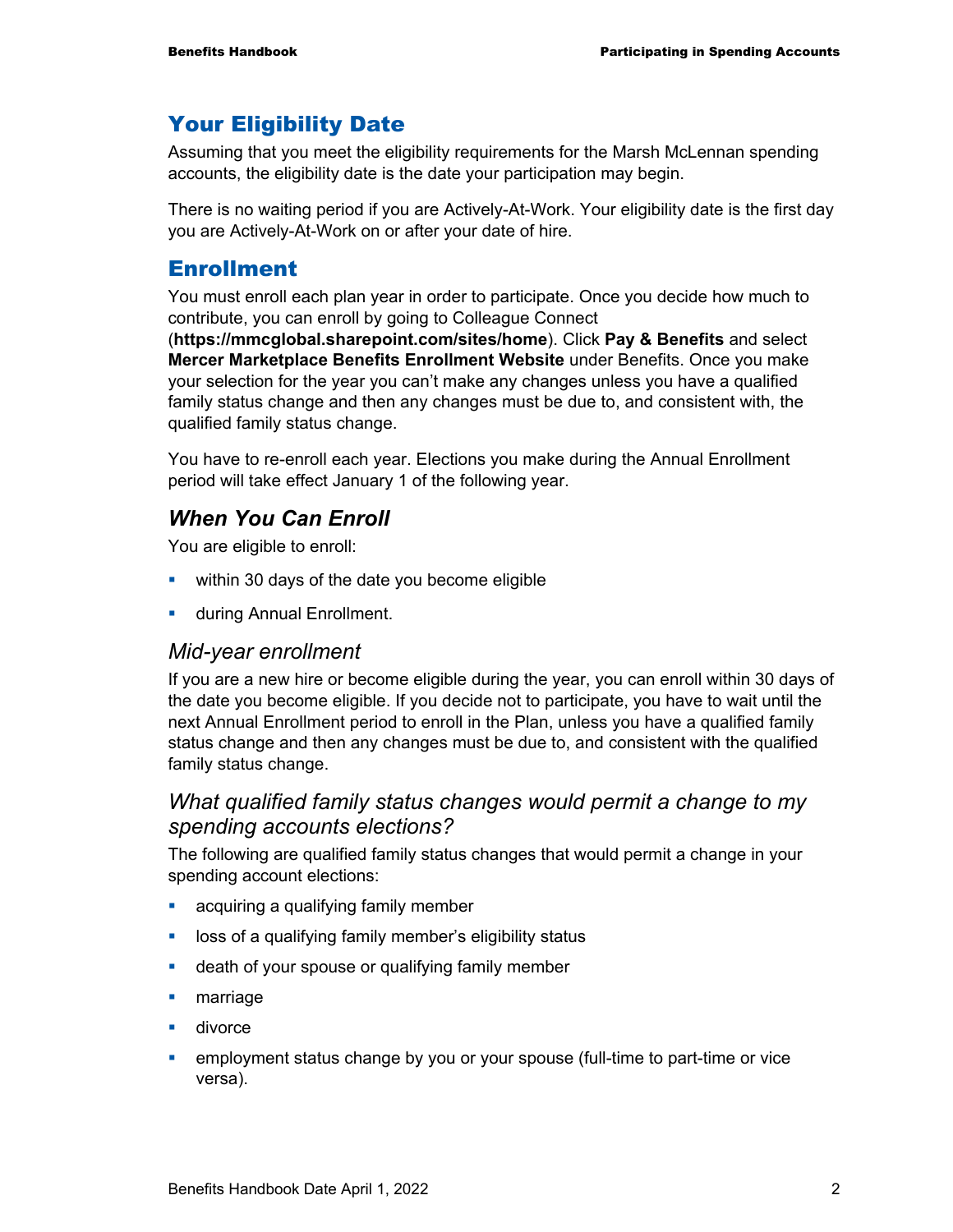## Your Eligibility Date

Assuming that you meet the eligibility requirements for the Marsh McLennan spending accounts, the eligibility date is the date your participation may begin.

There is no waiting period if you are Actively-At-Work. Your eligibility date is the first day you are Actively-At-Work on or after your date of hire.

## Enrollment

You must enroll each plan year in order to participate. Once you decide how much to contribute, you can enroll by going to Colleague Connect (**https://mmcglobal.sharepoint.com/sites/home**). Click **Pay & Benefits** and select **Mercer Marketplace Benefits Enrollment Website** under Benefits. Once you make your selection for the year you can't make any changes unless you have a qualified family status change and then any changes must be due to, and consistent with, the qualified family status change.

You have to re-enroll each year. Elections you make during the Annual Enrollment period will take effect January 1 of the following year.

### *When You Can Enroll*

You are eligible to enroll:

- within 30 days of the date you become eligible
- during Annual Enrollment.

#### *Mid-year enrollment*

If you are a new hire or become eligible during the year, you can enroll within 30 days of the date you become eligible. If you decide not to participate, you have to wait until the next Annual Enrollment period to enroll in the Plan, unless you have a qualified family status change and then any changes must be due to, and consistent with the qualified family status change.

#### *What qualified family status changes would permit a change to my spending accounts elections?*

The following are qualified family status changes that would permit a change in your spending account elections:

- acquiring a qualifying family member
- loss of a qualifying family member's eligibility status
- death of your spouse or qualifying family member
- marriage
- divorce
- employment status change by you or your spouse (full-time to part-time or vice versa).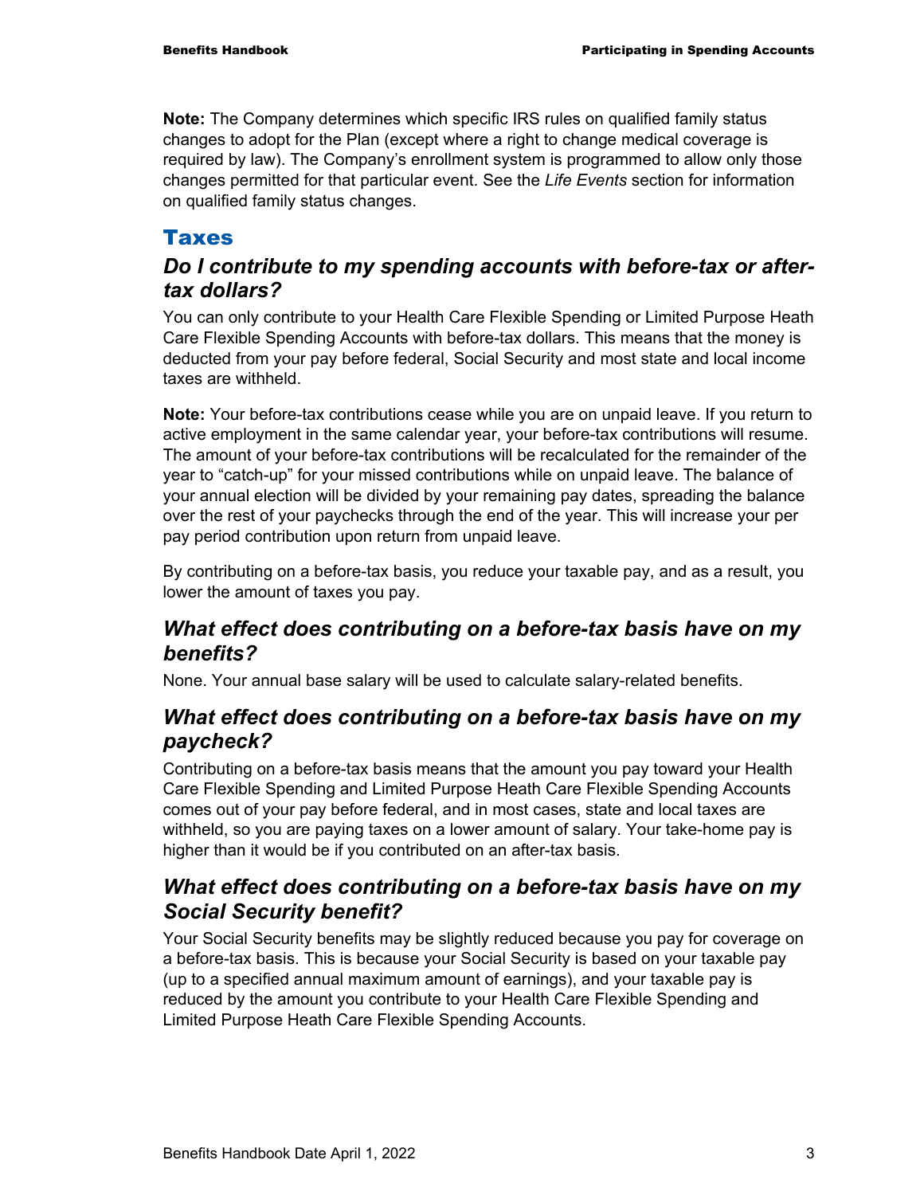**Note:** The Company determines which specific IRS rules on qualified family status changes to adopt for the Plan (except where a right to change medical coverage is required by law). The Company's enrollment system is programmed to allow only those changes permitted for that particular event. See the *Life Events* section for information on qualified family status changes.

## Taxes

### *Do I contribute to my spending accounts with before-tax or after-tax dollars?*

You can only contribute to your Health Care Flexible Spending or Limited Purpose Heath Care Flexible Spending Accounts with before-tax dollars. This means that the money is deducted from your pay before federal, Social Security and most state and local income taxes are withheld.

**Note:** Your before-tax contributions cease while you are on unpaid leave. If you return to active employment in the same calendar year, your before-tax contributions will resume. The amount of your before-tax contributions will be recalculated for the remainder of the year to "catch-up" for your missed contributions while on unpaid leave. The balance of your annual election will be divided by your remaining pay dates, spreading the balance over the rest of your paychecks through the end of the year. This will increase your per pay period contribution upon return from unpaid leave.

By contributing on a before-tax basis, you reduce your taxable pay, and as a result, you lower the amount of taxes you pay.

### *What effect does contributing on a before-tax basis have on my benefits?*

None. Your annual base salary will be used to calculate salary-related benefits.

### *What effect does contributing on a before-tax basis have on my paycheck?*

Contributing on a before-tax basis means that the amount you pay toward your Health Care Flexible Spending and Limited Purpose Heath Care Flexible Spending Accounts comes out of your pay before federal, and in most cases, state and local taxes are withheld, so you are paying taxes on a lower amount of salary. Your take-home pay is higher than it would be if you contributed on an after-tax basis.

### *What effect does contributing on a before-tax basis have on my Social Security benefit?*

Your Social Security benefits may be slightly reduced because you pay for coverage on a before-tax basis. This is because your Social Security is based on your taxable pay (up to a specified annual maximum amount of earnings), and your taxable pay is reduced by the amount you contribute to your Health Care Flexible Spending and Limited Purpose Heath Care Flexible Spending Accounts.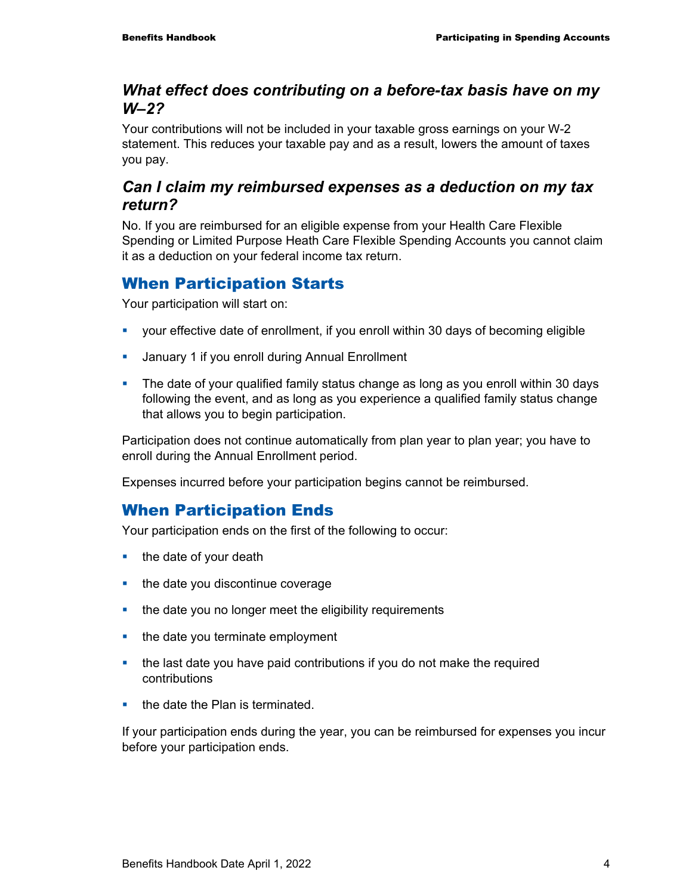### *What effect does contributing on a before-tax basis have on my W–2?*

Your contributions will not be included in your taxable gross earnings on your W-2 statement. This reduces your taxable pay and as a result, lowers the amount of taxes you pay.

### *Can I claim my reimbursed expenses as a deduction on my tax return?*

No. If you are reimbursed for an eligible expense from your Health Care Flexible Spending or Limited Purpose Heath Care Flexible Spending Accounts you cannot claim it as a deduction on your federal income tax return.

## When Participation Starts

Your participation will start on:

- your effective date of enrollment, if you enroll within 30 days of becoming eligible
- January 1 if you enroll during Annual Enrollment
- The date of your qualified family status change as long as you enroll within 30 days following the event, and as long as you experience a qualified family status change that allows you to begin participation.

Participation does not continue automatically from plan year to plan year; you have to enroll during the Annual Enrollment period.

Expenses incurred before your participation begins cannot be reimbursed.

## When Participation Ends

Your participation ends on the first of the following to occur:

- the date of your death
- the date you discontinue coverage
- the date you no longer meet the eligibility requirements
- the date you terminate employment
- the last date you have paid contributions if you do not make the required contributions
- the date the Plan is terminated.

If your participation ends during the year, you can be reimbursed for expenses you incur before your participation ends.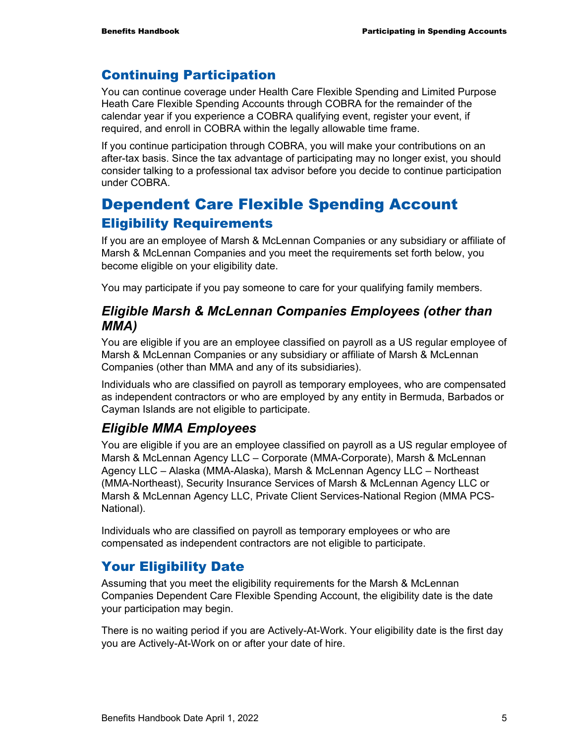## Continuing Participation

You can continue coverage under Health Care Flexible Spending and Limited Purpose Heath Care Flexible Spending Accounts through COBRA for the remainder of the calendar year if you experience a COBRA qualifying event, register your event, if required, and enroll in COBRA within the legally allowable time frame.

If you continue participation through COBRA, you will make your contributions on an after-tax basis. Since the tax advantage of participating may no longer exist, you should consider talking to a professional tax advisor before you decide to continue participation under COBRA.

# Dependent Care Flexible Spending Account

## Eligibility Requirements

If you are an employee of Marsh & McLennan Companies or any subsidiary or affiliate of Marsh & McLennan Companies and you meet the requirements set forth below, you become eligible on your eligibility date.

You may participate if you pay someone to care for your qualifying family members.

### *Eligible Marsh & McLennan Companies Employees (other than MMA)*

You are eligible if you are an employee classified on payroll as a US regular employee of Marsh & McLennan Companies or any subsidiary or affiliate of Marsh & McLennan Companies (other than MMA and any of its subsidiaries).

Individuals who are classified on payroll as temporary employees, who are compensated as independent contractors or who are employed by any entity in Bermuda, Barbados or Cayman Islands are not eligible to participate.

### *Eligible MMA Employees*

You are eligible if you are an employee classified on payroll as a US regular employee of Marsh & McLennan Agency LLC – Corporate (MMA-Corporate), Marsh & McLennan Agency LLC – Alaska (MMA-Alaska), Marsh & McLennan Agency LLC – Northeast (MMA-Northeast), Security Insurance Services of Marsh & McLennan Agency LLC or Marsh & McLennan Agency LLC, Private Client Services-National Region (MMA PCS-National).

Individuals who are classified on payroll as temporary employees or who are compensated as independent contractors are not eligible to participate.

## Your Eligibility Date

Assuming that you meet the eligibility requirements for the Marsh & McLennan Companies Dependent Care Flexible Spending Account, the eligibility date is the date your participation may begin.

There is no waiting period if you are Actively-At-Work. Your eligibility date is the first day you are Actively-At-Work on or after your date of hire.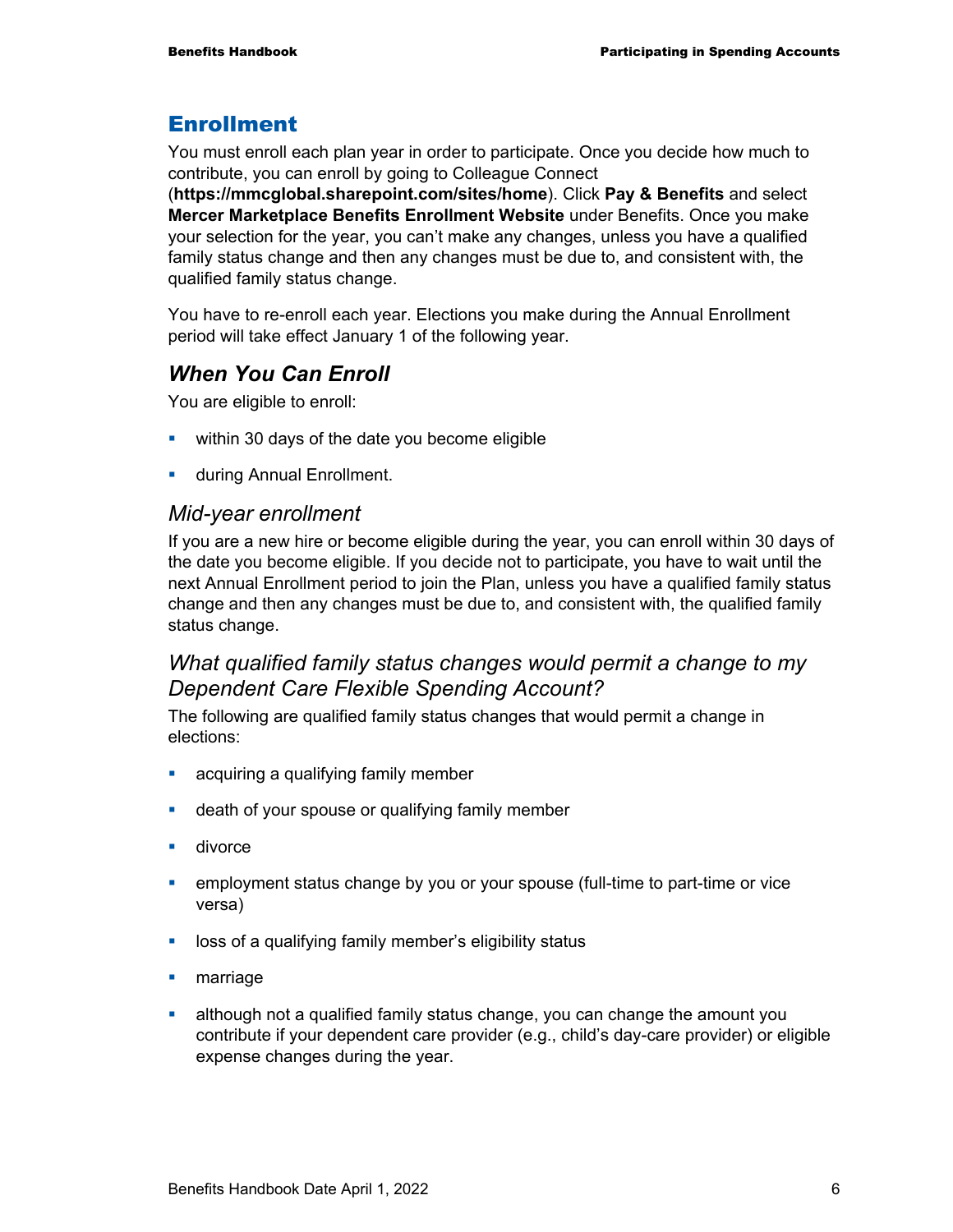## Enrollment

You must enroll each plan year in order to participate. Once you decide how much to contribute, you can enroll by going to Colleague Connect (**https://mmcglobal.sharepoint.com/sites/home**). Click **Pay & Benefits** and select **Mercer Marketplace Benefits Enrollment Website** under Benefits. Once you make your selection for the year, you can't make any changes, unless you have a qualified family status change and then any changes must be due to, and consistent with, the qualified family status change.

You have to re-enroll each year. Elections you make during the Annual Enrollment period will take effect January 1 of the following year.

### *When You Can Enroll*

You are eligible to enroll:

- within 30 days of the date you become eligible
- during Annual Enrollment.

#### *Mid-year enrollment*

If you are a new hire or become eligible during the year, you can enroll within 30 days of the date you become eligible. If you decide not to participate, you have to wait until the next Annual Enrollment period to join the Plan, unless you have a qualified family status change and then any changes must be due to, and consistent with, the qualified family status change.

#### *What qualified family status changes would permit a change to my Dependent Care Flexible Spending Account?*

The following are qualified family status changes that would permit a change in elections:

- acquiring a qualifying family member
- death of your spouse or qualifying family member
- divorce
- employment status change by you or your spouse (full-time to part-time or vice versa)
- loss of a qualifying family member's eligibility status
- marriage
- although not a qualified family status change, you can change the amount you contribute if your dependent care provider (e.g., child's day-care provider) or eligible expense changes during the year.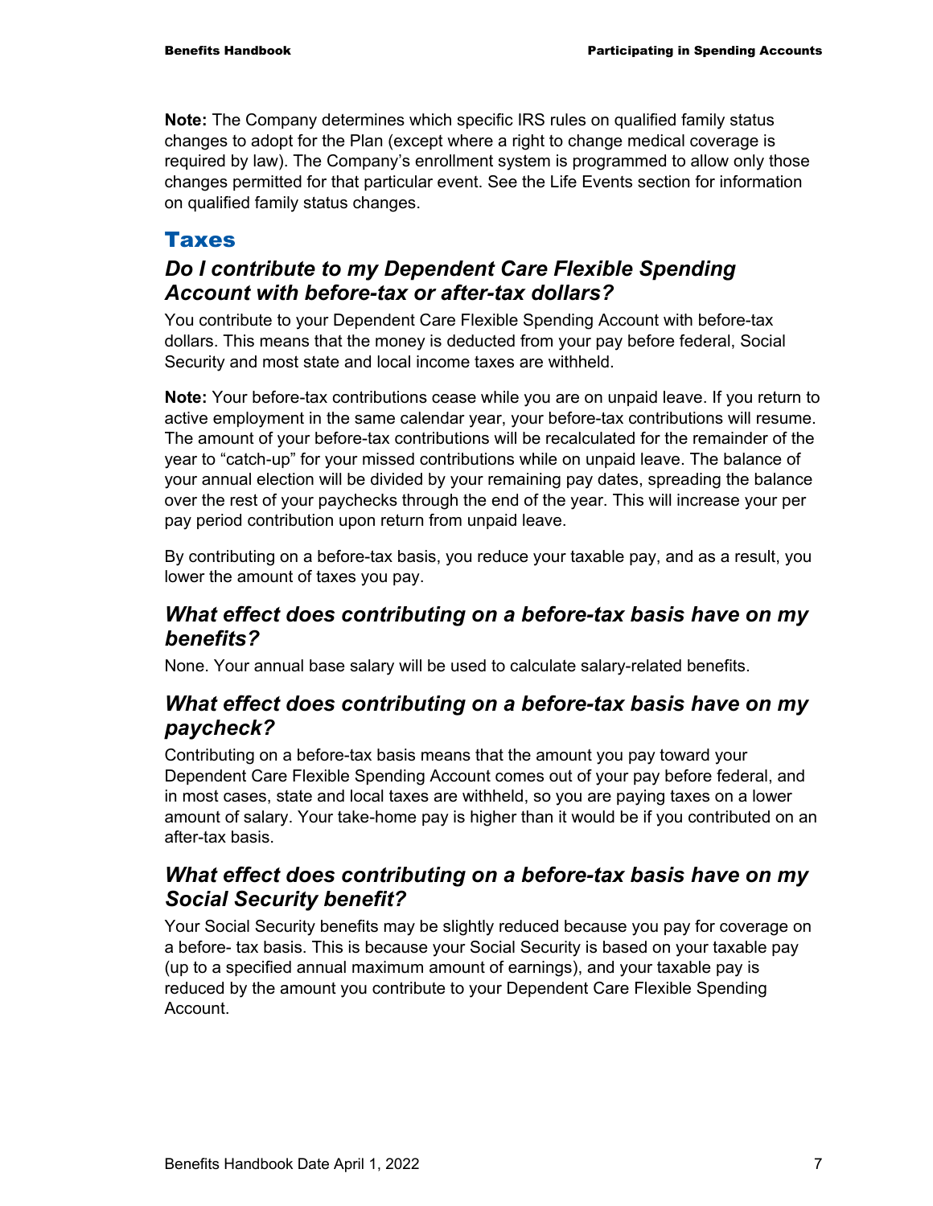**Note:** The Company determines which specific IRS rules on qualified family status changes to adopt for the Plan (except where a right to change medical coverage is required by law). The Company's enrollment system is programmed to allow only those changes permitted for that particular event. See the Life Events section for information on qualified family status changes.

## Taxes

### *Do I contribute to my Dependent Care Flexible Spending Account with before-tax or after-tax dollars?*

You contribute to your Dependent Care Flexible Spending Account with before-tax dollars. This means that the money is deducted from your pay before federal, Social Security and most state and local income taxes are withheld.

**Note:** Your before-tax contributions cease while you are on unpaid leave. If you return to active employment in the same calendar year, your before-tax contributions will resume. The amount of your before-tax contributions will be recalculated for the remainder of the year to "catch-up" for your missed contributions while on unpaid leave. The balance of your annual election will be divided by your remaining pay dates, spreading the balance over the rest of your paychecks through the end of the year. This will increase your per pay period contribution upon return from unpaid leave.

By contributing on a before-tax basis, you reduce your taxable pay, and as a result, you lower the amount of taxes you pay.

### *What effect does contributing on a before-tax basis have on my benefits?*

None. Your annual base salary will be used to calculate salary-related benefits.

### *What effect does contributing on a before-tax basis have on my paycheck?*

Contributing on a before-tax basis means that the amount you pay toward your Dependent Care Flexible Spending Account comes out of your pay before federal, and in most cases, state and local taxes are withheld, so you are paying taxes on a lower amount of salary. Your take-home pay is higher than it would be if you contributed on an after-tax basis.

### *What effect does contributing on a before-tax basis have on my Social Security benefit?*

Your Social Security benefits may be slightly reduced because you pay for coverage on a before- tax basis. This is because your Social Security is based on your taxable pay (up to a specified annual maximum amount of earnings), and your taxable pay is reduced by the amount you contribute to your Dependent Care Flexible Spending Account.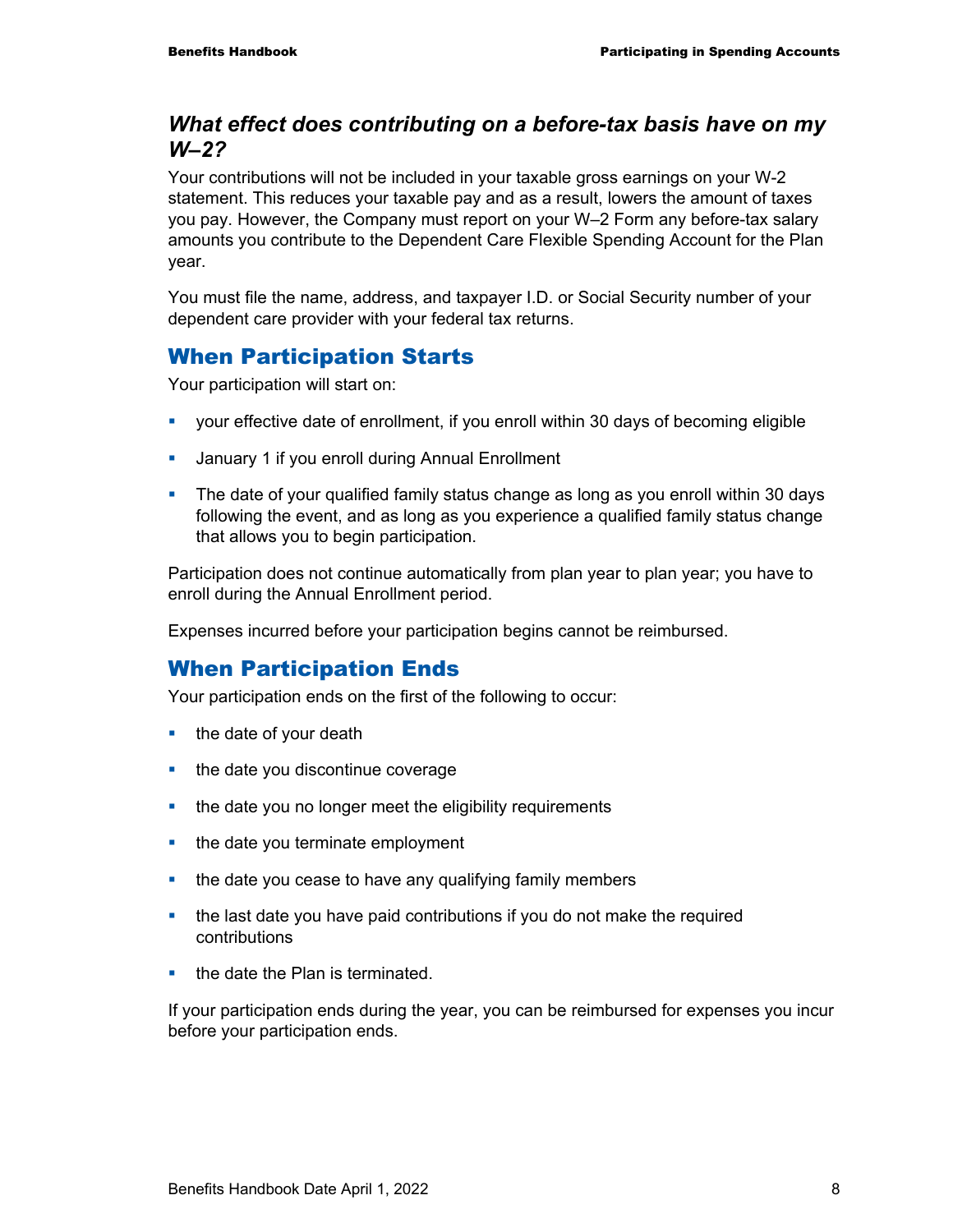### *What effect does contributing on a before-tax basis have on my W–2?*

Your contributions will not be included in your taxable gross earnings on your W-2 statement. This reduces your taxable pay and as a result, lowers the amount of taxes you pay. However, the Company must report on your W–2 Form any before-tax salary amounts you contribute to the Dependent Care Flexible Spending Account for the Plan year.

You must file the name, address, and taxpayer I.D. or Social Security number of your dependent care provider with your federal tax returns.

## When Participation Starts

Your participation will start on:

- your effective date of enrollment, if you enroll within 30 days of becoming eligible
- January 1 if you enroll during Annual Enrollment
- The date of your qualified family status change as long as you enroll within 30 days following the event, and as long as you experience a qualified family status change that allows you to begin participation.

Participation does not continue automatically from plan year to plan year; you have to enroll during the Annual Enrollment period.

Expenses incurred before your participation begins cannot be reimbursed.

## When Participation Ends

Your participation ends on the first of the following to occur:

- the date of your death
- the date you discontinue coverage
- the date you no longer meet the eligibility requirements
- the date you terminate employment
- the date you cease to have any qualifying family members
- the last date you have paid contributions if you do not make the required contributions
- the date the Plan is terminated.

If your participation ends during the year, you can be reimbursed for expenses you incur before your participation ends.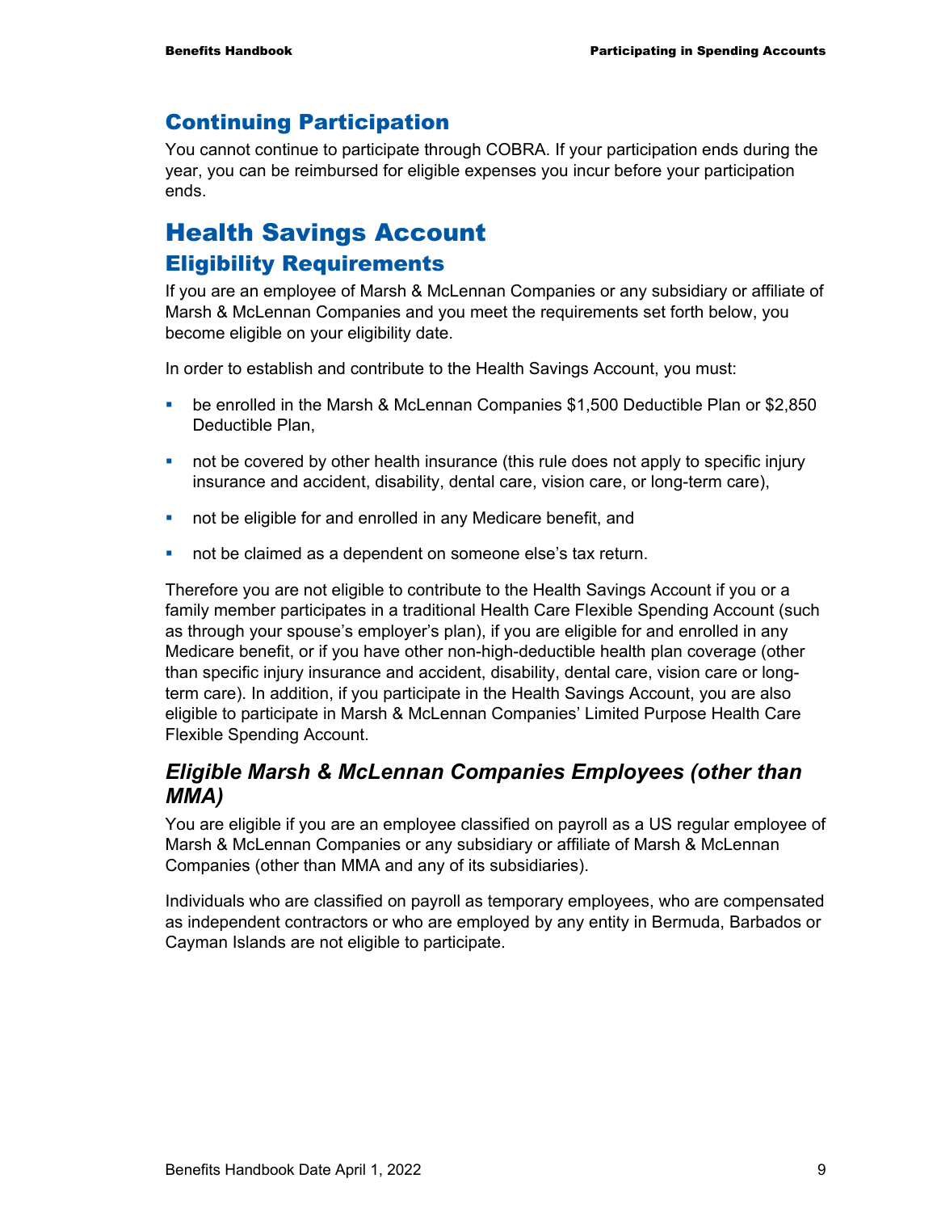## Continuing Participation

You cannot continue to participate through COBRA. If your participation ends during the year, you can be reimbursed for eligible expenses you incur before your participation ends.

# Health Savings Account

## Eligibility Requirements

If you are an employee of Marsh & McLennan Companies or any subsidiary or affiliate of Marsh & McLennan Companies and you meet the requirements set forth below, you become eligible on your eligibility date.

In order to establish and contribute to the Health Savings Account, you must:

- be enrolled in the Marsh & McLennan Companies $1,500 Deductible Plan or $2,850 Deductible Plan,
- not be covered by other health insurance (this rule does not apply to specific injury insurance and accident, disability, dental care, vision care, or long-term care),
- not be eligible for and enrolled in any Medicare benefit, and
- not be claimed as a dependent on someone else's tax return.

Therefore you are not eligible to contribute to the Health Savings Account if you or a family member participates in a traditional Health Care Flexible Spending Account (such as through your spouse's employer's plan), if you are eligible for and enrolled in any Medicare benefit, or if you have other non-high-deductible health plan coverage (other than specific injury insurance and accident, disability, dental care, vision care or long-term care). In addition, if you participate in the Health Savings Account, you are also eligible to participate in Marsh & McLennan Companies' Limited Purpose Health Care Flexible Spending Account.

### *Eligible Marsh & McLennan Companies Employees (other than MMA)*

You are eligible if you are an employee classified on payroll as a US regular employee of Marsh & McLennan Companies or any subsidiary or affiliate of Marsh & McLennan Companies (other than MMA and any of its subsidiaries).

Individuals who are classified on payroll as temporary employees, who are compensated as independent contractors or who are employed by any entity in Bermuda, Barbados or Cayman Islands are not eligible to participate.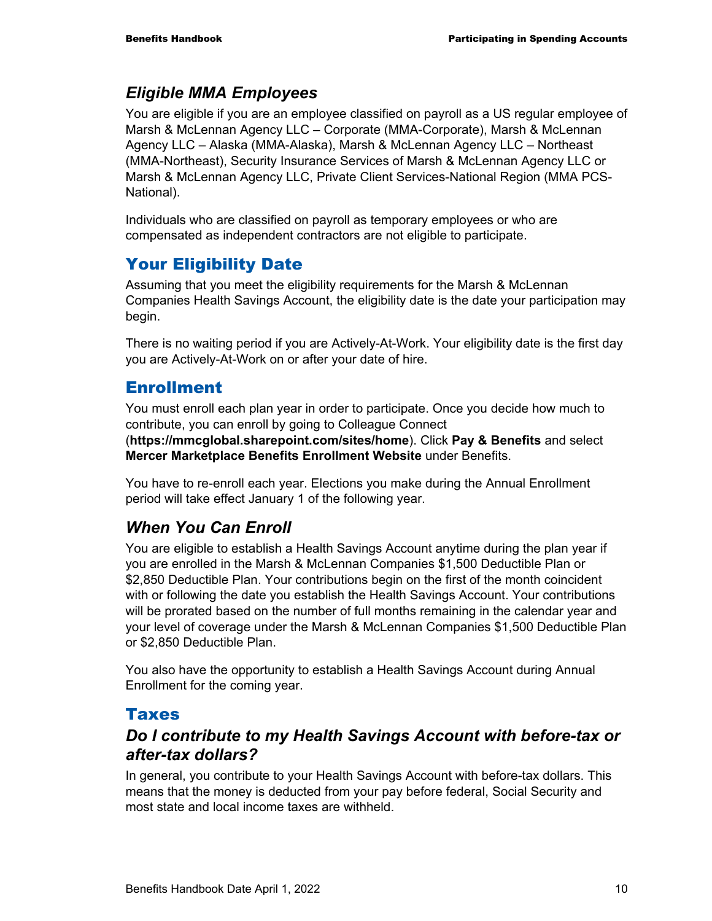### *Eligible MMA Employees*

You are eligible if you are an employee classified on payroll as a US regular employee of Marsh & McLennan Agency LLC – Corporate (MMA-Corporate), Marsh & McLennan Agency LLC – Alaska (MMA-Alaska), Marsh & McLennan Agency LLC – Northeast (MMA-Northeast), Security Insurance Services of Marsh & McLennan Agency LLC or Marsh & McLennan Agency LLC, Private Client Services-National Region (MMA PCS-National).

Individuals who are classified on payroll as temporary employees or who are compensated as independent contractors are not eligible to participate.

## Your Eligibility Date

Assuming that you meet the eligibility requirements for the Marsh & McLennan Companies Health Savings Account, the eligibility date is the date your participation may begin.

There is no waiting period if you are Actively-At-Work. Your eligibility date is the first day you are Actively-At-Work on or after your date of hire.

## Enrollment

You must enroll each plan year in order to participate. Once you decide how much to contribute, you can enroll by going to Colleague Connect (**https://mmcglobal.sharepoint.com/sites/home**). Click **Pay & Benefits** and select **Mercer Marketplace Benefits Enrollment Website** under Benefits.

You have to re-enroll each year. Elections you make during the Annual Enrollment period will take effect January 1 of the following year.

### *When You Can Enroll*

You are eligible to establish a Health Savings Account anytime during the plan year if you are enrolled in the Marsh & McLennan Companies $1,500 Deductible Plan or $2,850 Deductible Plan. Your contributions begin on the first of the month coincident with or following the date you establish the Health Savings Account. Your contributions will be prorated based on the number of full months remaining in the calendar year and your level of coverage under the Marsh & McLennan Companies $1,500 Deductible Plan or $2,850 Deductible Plan.

You also have the opportunity to establish a Health Savings Account during Annual Enrollment for the coming year.

## Taxes

### *Do I contribute to my Health Savings Account with before-tax or after-tax dollars?*

In general, you contribute to your Health Savings Account with before-tax dollars. This means that the money is deducted from your pay before federal, Social Security and most state and local income taxes are withheld.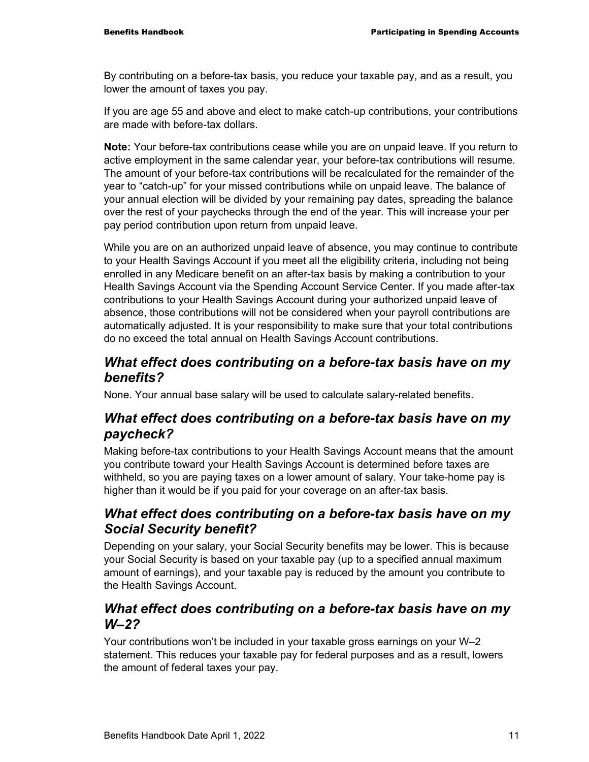By contributing on a before-tax basis, you reduce your taxable pay, and as a result, you lower the amount of taxes you pay.

If you are age 55 and above and elect to make catch-up contributions, your contributions are made with before-tax dollars.

**Note:** Your before-tax contributions cease while you are on unpaid leave. If you return to active employment in the same calendar year, your before-tax contributions will resume. The amount of your before-tax contributions will be recalculated for the remainder of the year to "catch-up" for your missed contributions while on unpaid leave. The balance of your annual election will be divided by your remaining pay dates, spreading the balance over the rest of your paychecks through the end of the year. This will increase your per pay period contribution upon return from unpaid leave.

While you are on an authorized unpaid leave of absence, you may continue to contribute to your Health Savings Account if you meet all the eligibility criteria, including not being enrolled in any Medicare benefit on an after-tax basis by making a contribution to your Health Savings Account via the Spending Account Service Center. If you made after-tax contributions to your Health Savings Account during your authorized unpaid leave of absence, those contributions will not be considered when your payroll contributions are automatically adjusted. It is your responsibility to make sure that your total contributions do no exceed the total annual on Health Savings Account contributions.

## *What effect does contributing on a before-tax basis have on my benefits?*

None. Your annual base salary will be used to calculate salary-related benefits.

## *What effect does contributing on a before-tax basis have on my paycheck?*

Making before-tax contributions to your Health Savings Account means that the amount you contribute toward your Health Savings Account is determined before taxes are withheld, so you are paying taxes on a lower amount of salary. Your take-home pay is higher than it would be if you paid for your coverage on an after-tax basis.

## *What effect does contributing on a before-tax basis have on my Social Security benefit?*

Depending on your salary, your Social Security benefits may be lower. This is because your Social Security is based on your taxable pay (up to a specified annual maximum amount of earnings), and your taxable pay is reduced by the amount you contribute to the Health Savings Account.

## *What effect does contributing on a before-tax basis have on my W–2?*

Your contributions won't be included in your taxable gross earnings on your W–2 statement. This reduces your taxable pay for federal purposes and as a result, lowers the amount of federal taxes your pay.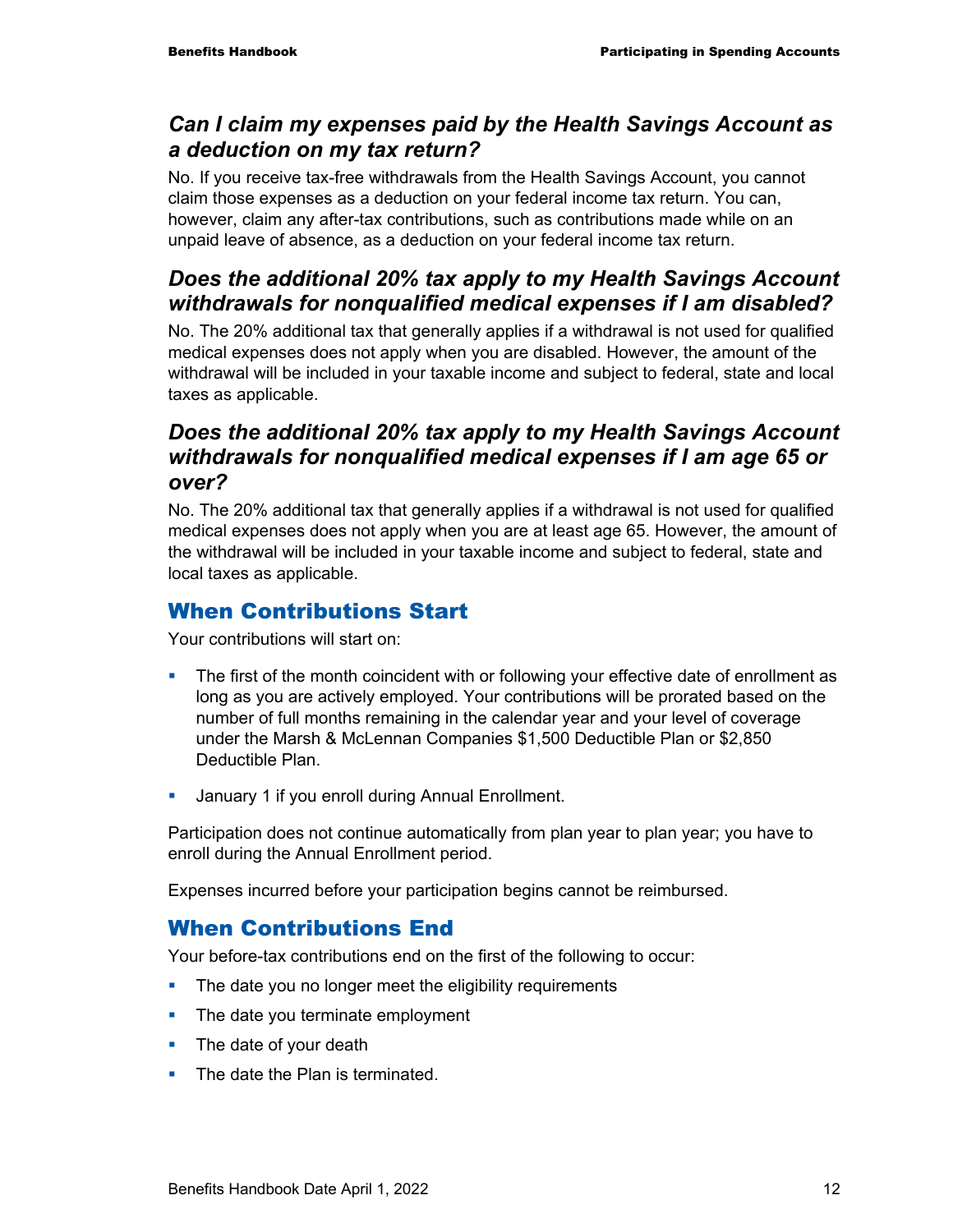### *Can I claim my expenses paid by the Health Savings Account as a deduction on my tax return?*

No. If you receive tax-free withdrawals from the Health Savings Account, you cannot claim those expenses as a deduction on your federal income tax return. You can, however, claim any after-tax contributions, such as contributions made while on an unpaid leave of absence, as a deduction on your federal income tax return.

### *Does the additional 20% tax apply to my Health Savings Account withdrawals for nonqualified medical expenses if I am disabled?*

No. The 20% additional tax that generally applies if a withdrawal is not used for qualified medical expenses does not apply when you are disabled. However, the amount of the withdrawal will be included in your taxable income and subject to federal, state and local taxes as applicable.

### *Does the additional 20% tax apply to my Health Savings Account withdrawals for nonqualified medical expenses if I am age 65 or over?*

No. The 20% additional tax that generally applies if a withdrawal is not used for qualified medical expenses does not apply when you are at least age 65. However, the amount of the withdrawal will be included in your taxable income and subject to federal, state and local taxes as applicable.

## When Contributions Start

Your contributions will start on:

- The first of the month coincident with or following your effective date of enrollment as long as you are actively employed. Your contributions will be prorated based on the number of full months remaining in the calendar year and your level of coverage under the Marsh & McLennan Companies $1,500 Deductible Plan or $2,850 Deductible Plan.
- January 1 if you enroll during Annual Enrollment.

Participation does not continue automatically from plan year to plan year; you have to enroll during the Annual Enrollment period.

Expenses incurred before your participation begins cannot be reimbursed.

## When Contributions End

Your before-tax contributions end on the first of the following to occur:

- The date you no longer meet the eligibility requirements
- The date you terminate employment
- The date of your death
- The date the Plan is terminated.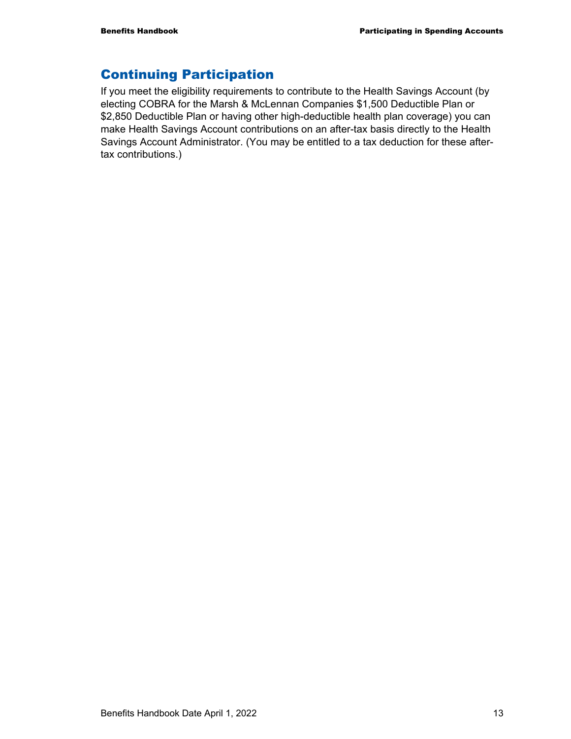## Continuing Participation

If you meet the eligibility requirements to contribute to the Health Savings Account (by electing COBRA for the Marsh & McLennan Companies $1,500 Deductible Plan or $2,850 Deductible Plan or having other high-deductible health plan coverage) you can make Health Savings Account contributions on an after-tax basis directly to the Health Savings Account Administrator. (You may be entitled to a tax deduction for these after-tax contributions.)